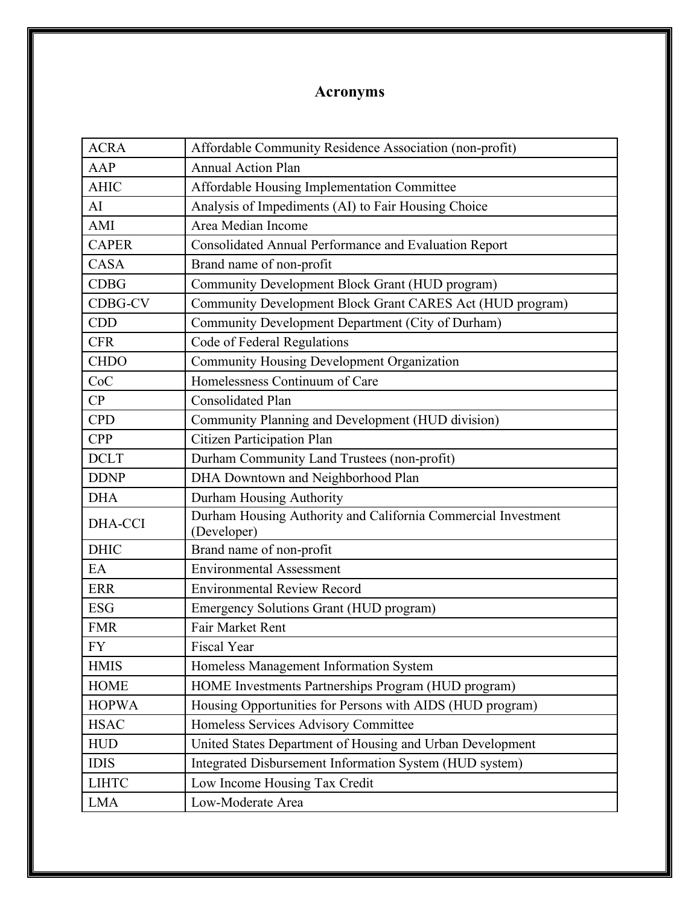# Acronyms

| | |
|---|---|
| ACRA | Affordable Community Residence Association (non-profit) |
| AAP | Annual Action Plan |
| AHIC | Affordable Housing Implementation Committee |
| AI | Analysis of Impediments (AI) to Fair Housing Choice |
| AMI | Area Median Income |
| CAPER | Consolidated Annual Performance and Evaluation Report |
| CASA | Brand name of non-profit |
| CDBG | Community Development Block Grant (HUD program) |
| CDBG-CV | Community Development Block Grant CARES Act (HUD program) |
| CDD | Community Development Department (City of Durham) |
| CFR | Code of Federal Regulations |
| CHDO | Community Housing Development Organization |
| CoC | Homelessness Continuum of Care |
| CP | Consolidated Plan |
| CPD | Community Planning and Development (HUD division) |
| CPP | Citizen Participation Plan |
| DCLT | Durham Community Land Trustees (non-profit) |
| DDNP | DHA Downtown and Neighborhood Plan |
| DHA | Durham Housing Authority |
| DHA-CCI | Durham Housing Authority and California Commercial Investment (Developer) |
| DHIC | Brand name of non-profit |
| EA | Environmental Assessment |
| ERR | Environmental Review Record |
| ESG | Emergency Solutions Grant (HUD program) |
| FMR | Fair Market Rent |
| FY | Fiscal Year |
| HMIS | Homeless Management Information System |
| HOME | HOME Investments Partnerships Program (HUD program) |
| HOPWA | Housing Opportunities for Persons with AIDS (HUD program) |
| HSAC | Homeless Services Advisory Committee |
| HUD | United States Department of Housing and Urban Development |
| IDIS | Integrated Disbursement Information System (HUD system) |
| LIHTC | Low Income Housing Tax Credit |
| LMA | Low-Moderate Area |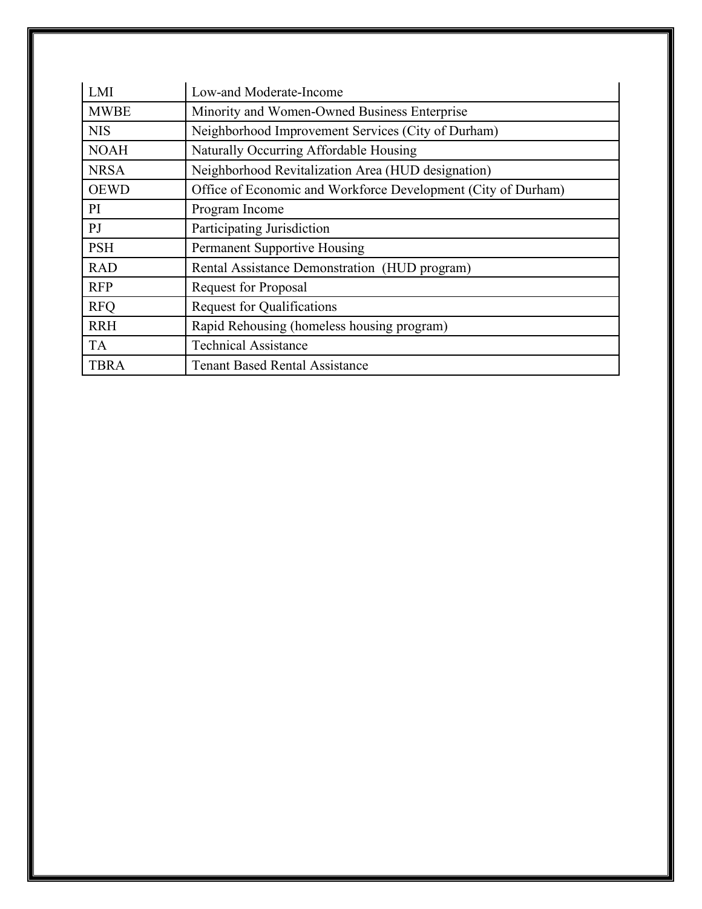| | |
|---|---|
| LMI | Low-and Moderate-Income |
| MWBE | Minority and Women-Owned Business Enterprise |
| NIS | Neighborhood Improvement Services (City of Durham) |
| NOAH | Naturally Occurring Affordable Housing |
| NRSA | Neighborhood Revitalization Area (HUD designation) |
| OEWD | Office of Economic and Workforce Development (City of Durham) |
| PI | Program Income |
| PJ | Participating Jurisdiction |
| PSH | Permanent Supportive Housing |
| RAD | Rental Assistance Demonstration (HUD program) |
| RFP | Request for Proposal |
| RFQ | Request for Qualifications |
| RRH | Rapid Rehousing (homeless housing program) |
| TA | Technical Assistance |
| TBRA | Tenant Based Rental Assistance |